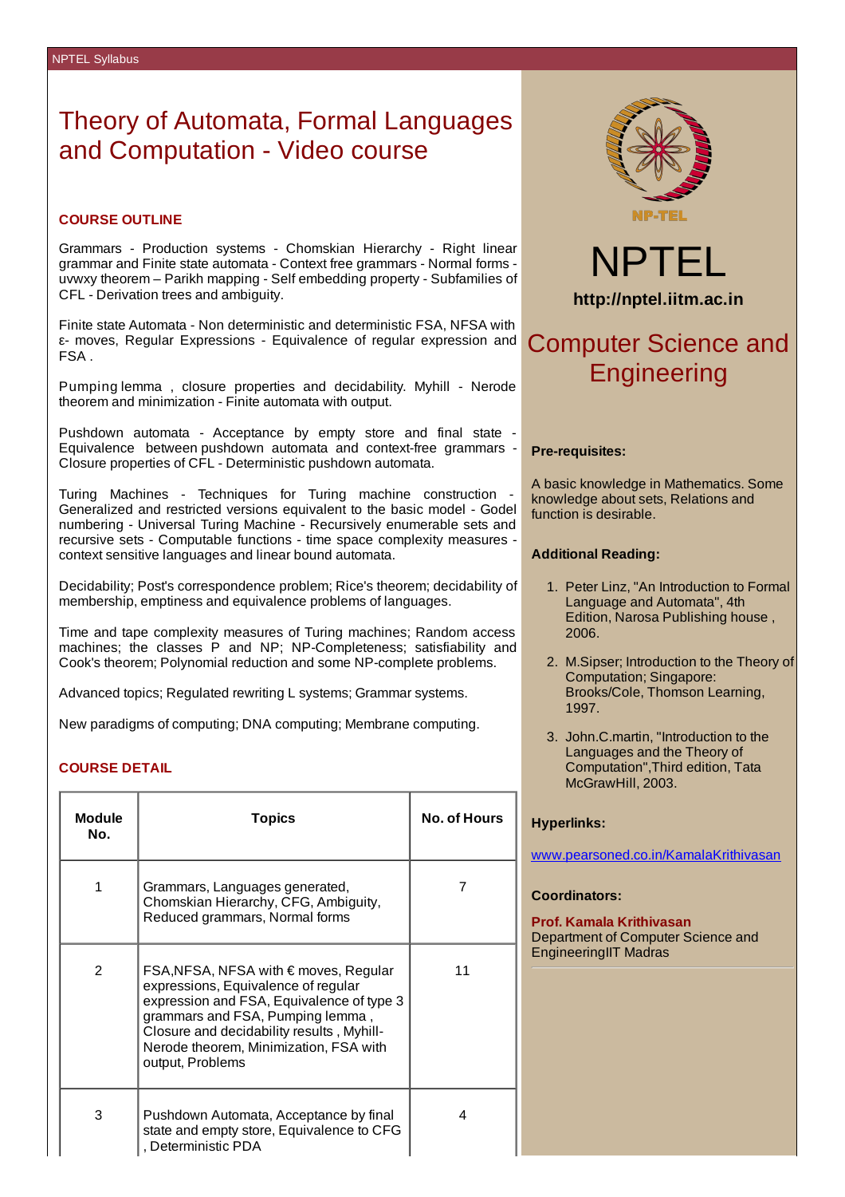# Theory of Automata, Formal Languages and Computation - Video course

## COURSE OUTLINE

Grammars - Production systems - Chomskian Hierarchy - Right linear grammar and Finite state automata - Context free grammars - Normal forms - uvwxy theorem – Parikh mapping - Self embedding property - Subfamilies of CFL - Derivation trees and ambiguity.

Finite state Automata - Non deterministic and deterministic FSA, NFSA with ε- moves, Regular Expressions - Equivalence of regular expression and FSA .

Pumping lemma , closure properties and decidability. Myhill - Nerode theorem and minimization - Finite automata with output.

Pushdown automata - Acceptance by empty store and final state - Equivalence between pushdown automata and context-free grammars - Closure properties of CFL - Deterministic pushdown automata.

Turing Machines - Techniques for Turing machine construction - Generalized and restricted versions equivalent to the basic model - Godel numbering - Universal Turing Machine - Recursively enumerable sets and recursive sets - Computable functions - time space complexity measures - context sensitive languages and linear bound automata.

Decidability; Post's correspondence problem; Rice's theorem; decidability of membership, emptiness and equivalence problems of languages.

Time and tape complexity measures of Turing machines; Random access machines; the classes P and NP; NP-Completeness; satisfiability and Cook's theorem; Polynomial reduction and some NP-complete problems.

Advanced topics; Regulated rewriting L systems; Grammar systems.

New paradigms of computing; DNA computing; Membrane computing.

## COURSE DETAIL

| Module No. | Topics | No. of Hours |
|---|---|---|
| 1 | Grammars, Languages generated, Chomskian Hierarchy, CFG, Ambiguity, Reduced grammars, Normal forms | 7 |
| 2 | FSA,NFSA, NFSA with € moves, Regular expressions, Equivalence of regular expression and FSA, Equivalence of type 3 grammars and FSA, Pumping lemma , Closure and decidability results , Myhill-Nerode theorem, Minimization, FSA with output, Problems | 11 |
| 3 | Pushdown Automata, Acceptance by final state and empty store, Equivalence to CFG , Deterministic PDA | 4 |

NP-TEL

# NPTEL

**http://nptel.iitm.ac.in**

## Computer Science and Engineering

**Pre-requisites:**

A basic knowledge in Mathematics. Some knowledge about sets, Relations and function is desirable.

**Additional Reading:**

1. Peter Linz, "An Introduction to Formal Language and Automata", 4th Edition, Narosa Publishing house , 2006.
2. M.Sipser; Introduction to the Theory of Computation; Singapore: Brooks/Cole, Thomson Learning, 1997.
3. John.C.martin, "Introduction to the Languages and the Theory of Computation",Third edition, Tata McGrawHill, 2003.

**Hyperlinks:**

www.pearsoned.co.in/KamalaKrithivasan

**Coordinators:**

**Prof. Kamala Krithivasan**
Department of Computer Science and EngineeringIIT Madras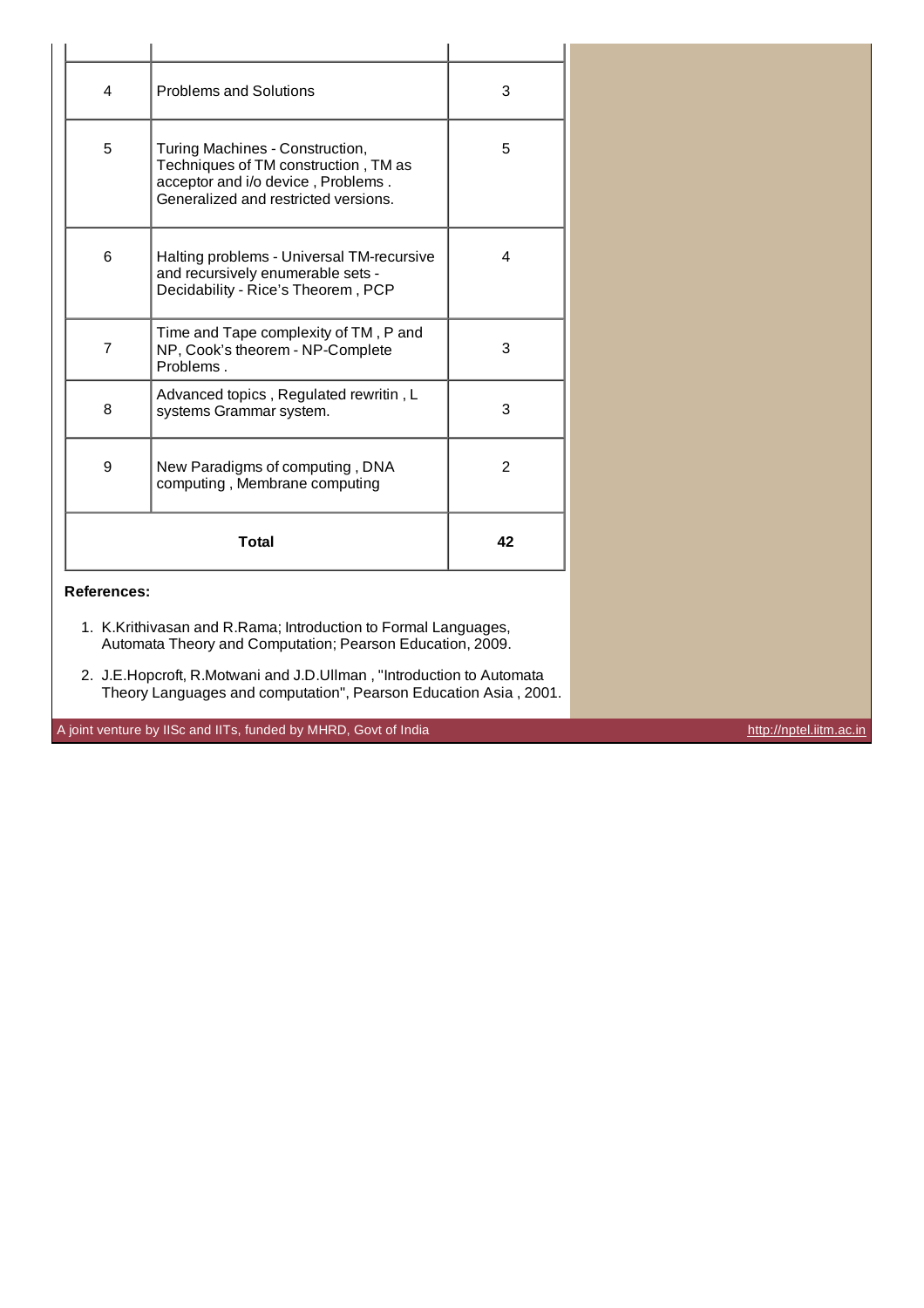| | | |
|---|---|---|
| 4 | Problems and Solutions | 3 |
| 5 | Turing Machines - Construction, Techniques of TM construction , TM as acceptor and i/o device , Problems . Generalized and restricted versions. | 5 |
| 6 | Halting problems - Universal TM-recursive and recursively enumerable sets - Decidability - Rice's Theorem , PCP | 4 |
| 7 | Time and Tape complexity of TM , P and NP, Cook's theorem - NP-Complete Problems . | 3 |
| 8 | Advanced topics , Regulated rewritin , L systems Grammar system. | 3 |
| 9 | New Paradigms of computing , DNA computing , Membrane computing | 2 |
| **Total** | | **42** |

**References:**

1. K.Krithivasan and R.Rama; Introduction to Formal Languages, Automata Theory and Computation; Pearson Education, 2009.
2. J.E.Hopcroft, R.Motwani and J.D.Ullman , "Introduction to Automata Theory Languages and computation", Pearson Education Asia , 2001.

A joint venture by IISc and IITs, funded by MHRD, Govt of India http://nptel.iitm.ac.in